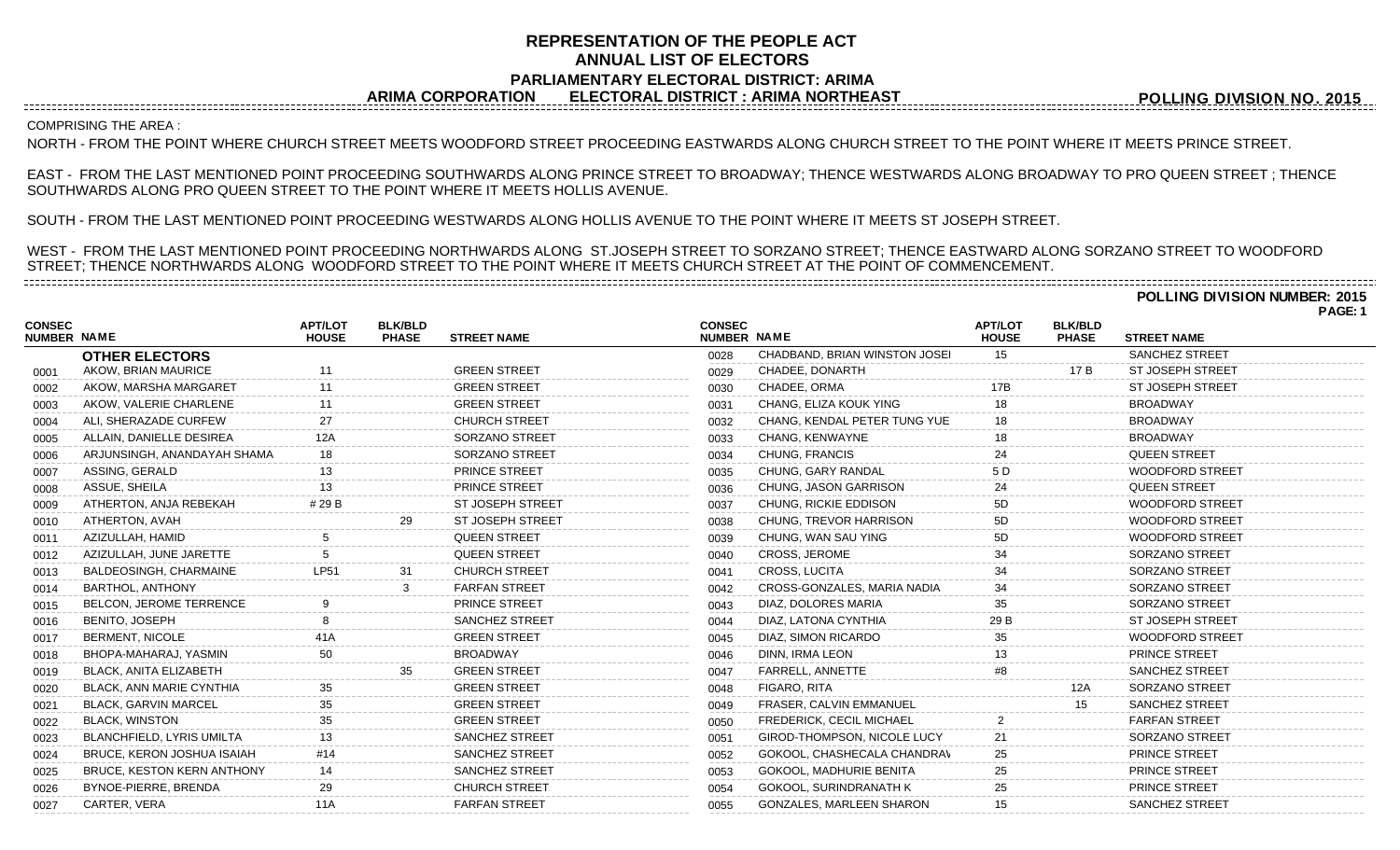# REPRESENTATION OF THE PEOPLE ACT
# ANNUAL LIST OF ELECTORS
## PARLIAMENTARY ELECTORAL DISTRICT: ARIMA
## ARIMA CORPORATION ELECTORAL DISTRICT : ARIMA NORTHEAST

**POLLING DIVISION NO. 2015**

COMPRISING THE AREA :

NORTH - FROM THE POINT WHERE CHURCH STREET MEETS WOODFORD STREET PROCEEDING EASTWARDS ALONG CHURCH STREET TO THE POINT WHERE IT MEETS PRINCE STREET.

EAST - FROM THE LAST MENTIONED POINT PROCEEDING SOUTHWARDS ALONG PRINCE STREET TO BROADWAY; THENCE WESTWARDS ALONG BROADWAY TO PRO QUEEN STREET ; THENCE SOUTHWARDS ALONG PRO QUEEN STREET TO THE POINT WHERE IT MEETS HOLLIS AVENUE.

SOUTH - FROM THE LAST MENTIONED POINT PROCEEDING WESTWARDS ALONG HOLLIS AVENUE TO THE POINT WHERE IT MEETS ST JOSEPH STREET.

WEST - FROM THE LAST MENTIONED POINT PROCEEDING NORTHWARDS ALONG ST.JOSEPH STREET TO SORZANO STREET; THENCE EASTWARD ALONG SORZANO STREET TO WOODFORD STREET; THENCE NORTHWARDS ALONG WOODFORD STREET TO THE POINT WHERE IT MEETS CHURCH STREET AT THE POINT OF COMMENCEMENT.

**POLLING DIVISION NUMBER: 2015**

| CONSEC NUMBER | NAME | APT/LOT HOUSE | BLK/BLD PHASE | STREET NAME |
|---|---|---|---|---|
| | **OTHER ELECTORS** | | | |
| 0001 | AKOW, BRIAN MAURICE | 11 | | GREEN STREET |
| 0002 | AKOW, MARSHA MARGARET | 11 | | GREEN STREET |
| 0003 | AKOW, VALERIE CHARLENE | 11 | | GREEN STREET |
| 0004 | ALI, SHERAZADE CURFEW | 27 | | CHURCH STREET |
| 0005 | ALLAIN, DANIELLE DESIREA | 12A | | SORZANO STREET |
| 0006 | ARJUNSINGH, ANANDAYAH SHAMA | 18 | | SORZANO STREET |
| 0007 | ASSING, GERALD | 13 | | PRINCE STREET |
| 0008 | ASSUE, SHEILA | 13 | | PRINCE STREET |
| 0009 | ATHERTON, ANJA REBEKAH | # 29 B | | ST JOSEPH STREET |
| 0010 | ATHERTON, AVAH | | 29 | ST JOSEPH STREET |
| 0011 | AZIZULLAH, HAMID | 5 | | QUEEN STREET |
| 0012 | AZIZULLAH, JUNE JARETTE | 5 | | QUEEN STREET |
| 0013 | BALDEOSINGH, CHARMAINE | LP51 | 31 | CHURCH STREET |
| 0014 | BARTHOL, ANTHONY | | 3 | FARFAN STREET |
| 0015 | BELCON, JEROME TERRENCE | 9 | | PRINCE STREET |
| 0016 | BENITO, JOSEPH | 8 | | SANCHEZ STREET |
| 0017 | BERMENT, NICOLE | 41A | | GREEN STREET |
| 0018 | BHOPA-MAHARAJ, YASMIN | 50 | | BROADWAY |
| 0019 | BLACK, ANITA ELIZABETH | | 35 | GREEN STREET |
| 0020 | BLACK, ANN MARIE CYNTHIA | 35 | | GREEN STREET |
| 0021 | BLACK, GARVIN MARCEL | 35 | | GREEN STREET |
| 0022 | BLACK, WINSTON | 35 | | GREEN STREET |
| 0023 | BLANCHFIELD, LYRIS UMILTA | 13 | | SANCHEZ STREET |
| 0024 | BRUCE, KERON JOSHUA ISAIAH | #14 | | SANCHEZ STREET |
| 0025 | BRUCE, KESTON KERN ANTHONY | 14 | | SANCHEZ STREET |
| 0026 | BYNOE-PIERRE, BRENDA | 29 | | CHURCH STREET |
| 0027 | CARTER, VERA | 11A | | FARFAN STREET |
| 0028 | CHADBAND, BRIAN WINSTON JOSEI | 15 | | SANCHEZ STREET |
| 0029 | CHADEE, DONARTH | | 17 B | ST JOSEPH STREET |
| 0030 | CHADEE, ORMA | 17B | | ST JOSEPH STREET |
| 0031 | CHANG, ELIZA KOUK YING | 18 | | BROADWAY |
| 0032 | CHANG, KENDAL PETER TUNG YUE | 18 | | BROADWAY |
| 0033 | CHANG, KENWAYNE | 18 | | BROADWAY |
| 0034 | CHUNG, FRANCIS | 24 | | QUEEN STREET |
| 0035 | CHUNG, GARY RANDAL | 5 D | | WOODFORD STREET |
| 0036 | CHUNG, JASON GARRISON | 24 | | QUEEN STREET |
| 0037 | CHUNG, RICKIE EDDISON | 5D | | WOODFORD STREET |
| 0038 | CHUNG, TREVOR HARRISON | 5D | | WOODFORD STREET |
| 0039 | CHUNG, WAN SAU YING | 5D | | WOODFORD STREET |
| 0040 | CROSS, JEROME | 34 | | SORZANO STREET |
| 0041 | CROSS, LUCITA | 34 | | SORZANO STREET |
| 0042 | CROSS-GONZALES, MARIA NADIA | 34 | | SORZANO STREET |
| 0043 | DIAZ, DOLORES MARIA | 35 | | SORZANO STREET |
| 0044 | DIAZ, LATONA CYNTHIA | 29 B | | ST JOSEPH STREET |
| 0045 | DIAZ, SIMON RICARDO | 35 | | WOODFORD STREET |
| 0046 | DINN, IRMA LEON | 13 | | PRINCE STREET |
| 0047 | FARRELL, ANNETTE | #8 | | SANCHEZ STREET |
| 0048 | FIGARO, RITA | | 12A | SORZANO STREET |
| 0049 | FRASER, CALVIN EMMANUEL | | 15 | SANCHEZ STREET |
| 0050 | FREDERICK, CECIL MICHAEL | 2 | | FARFAN STREET |
| 0051 | GIROD-THOMPSON, NICOLE LUCY | 21 | | SORZANO STREET |
| 0052 | GOKOOL, CHASHECALA CHANDRAV | 25 | | PRINCE STREET |
| 0053 | GOKOOL, MADHURIE BENITA | 25 | | PRINCE STREET |
| 0054 | GOKOOL, SURINDRANATH K | 25 | | PRINCE STREET |
| 0055 | GONZALES, MARLEEN SHARON | 15 | | SANCHEZ STREET |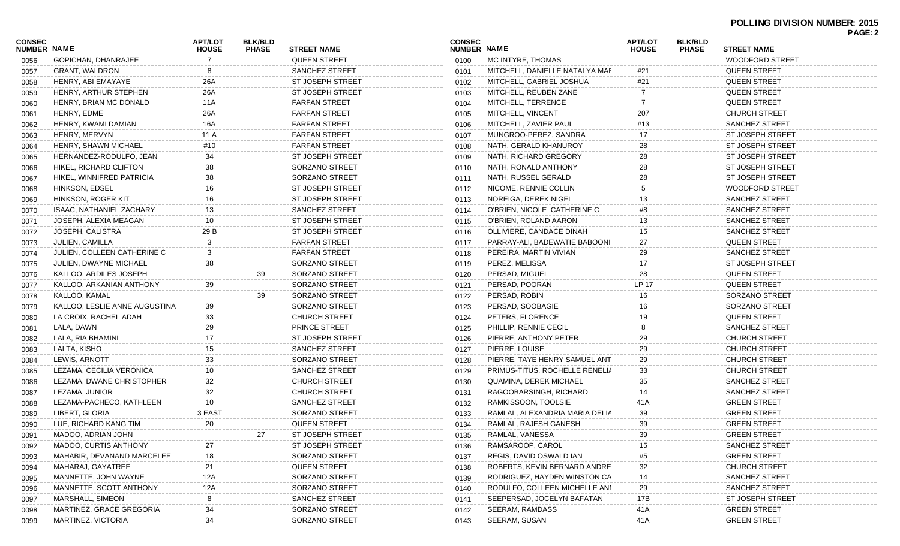**POLLING DIVISION NUMBER: 2015**

| CONSEC NUMBER | NAME | APT/LOT HOUSE | BLK/BLD PHASE | STREET NAME |
|---|---|---|---|---|
| 0056 | GOPICHAN, DHANRAJEE | 7 | | QUEEN STREET |
| 0057 | GRANT, WALDRON | 8 | | SANCHEZ STREET |
| 0058 | HENRY, ABI EMAYAYE | 26A | | ST JOSEPH STREET |
| 0059 | HENRY, ARTHUR STEPHEN | 26A | | ST JOSEPH STREET |
| 0060 | HENRY, BRIAN MC DONALD | 11A | | FARFAN STREET |
| 0061 | HENRY, EDME | 26A | | FARFAN STREET |
| 0062 | HENRY, KWAMI DAMIAN | 16A | | FARFAN STREET |
| 0063 | HENRY, MERVYN | 11 A | | FARFAN STREET |
| 0064 | HENRY, SHAWN MICHAEL | #10 | | FARFAN STREET |
| 0065 | HERNANDEZ-RODULFO, JEAN | 34 | | ST JOSEPH STREET |
| 0066 | HIKEL, RICHARD CLIFTON | 38 | | SORZANO STREET |
| 0067 | HIKEL, WINNIFRED PATRICIA | 38 | | SORZANO STREET |
| 0068 | HINKSON, EDSEL | 16 | | ST JOSEPH STREET |
| 0069 | HINKSON, ROGER KIT | 16 | | ST JOSEPH STREET |
| 0070 | ISAAC, NATHANIEL ZACHARY | 13 | | SANCHEZ STREET |
| 0071 | JOSEPH, ALEXIA MEAGAN | 10 | | ST JOSEPH STREET |
| 0072 | JOSEPH, CALISTRA | 29 B | | ST JOSEPH STREET |
| 0073 | JULIEN, CAMILLA | 3 | | FARFAN STREET |
| 0074 | JULIEN, COLLEEN CATHERINE C | 3 | | FARFAN STREET |
| 0075 | JULIEN, DWAYNE MICHAEL | 38 | | SORZANO STREET |
| 0076 | KALLOO, ARDILES JOSEPH | | 39 | SORZANO STREET |
| 0077 | KALLOO, ARKANIAN ANTHONY | 39 | | SORZANO STREET |
| 0078 | KALLOO, KAMAL | | 39 | SORZANO STREET |
| 0079 | KALLOO, LESLIE ANNE AUGUSTINA | 39 | | SORZANO STREET |
| 0080 | LA CROIX, RACHEL ADAH | 33 | | CHURCH STREET |
| 0081 | LALA, DAWN | 29 | | PRINCE STREET |
| 0082 | LALA, RIA BHAMINI | 17 | | ST JOSEPH STREET |
| 0083 | LALTA, KISHO | 15 | | SANCHEZ STREET |
| 0084 | LEWIS, ARNOTT | 33 | | SORZANO STREET |
| 0085 | LEZAMA, CECILIA VERONICA | 10 | | SANCHEZ STREET |
| 0086 | LEZAMA, DWANE CHRISTOPHER | 32 | | CHURCH STREET |
| 0087 | LEZAMA, JUNIOR | 32 | | CHURCH STREET |
| 0088 | LEZAMA-PACHECO, KATHLEEN | 10 | | SANCHEZ STREET |
| 0089 | LIBERT, GLORIA | 3 EAST | | SORZANO STREET |
| 0090 | LUE, RICHARD KANG TIM | 20 | | QUEEN STREET |
| 0091 | MADOO, ADRIAN JOHN | | 27 | ST JOSEPH STREET |
| 0092 | MADOO, CURTIS ANTHONY | 27 | | ST JOSEPH STREET |
| 0093 | MAHABIR, DEVANAND MARCELEE | 18 | | SORZANO STREET |
| 0094 | MAHARAJ, GAYATREE | 21 | | QUEEN STREET |
| 0095 | MANNETTE, JOHN WAYNE | 12A | | SORZANO STREET |
| 0096 | MANNETTE, SCOTT ANTHONY | 12A | | SORZANO STREET |
| 0097 | MARSHALL, SIMEON | 8 | | SANCHEZ STREET |
| 0098 | MARTINEZ, GRACE GREGORIA | 34 | | SORZANO STREET |
| 0099 | MARTINEZ, VICTORIA | 34 | | SORZANO STREET |
| 0100 | MC INTYRE, THOMAS | | | WOODFORD STREET |
| 0101 | MITCHELL, DANIELLE NATALYA MAI | #21 | | QUEEN STREET |
| 0102 | MITCHELL, GABRIEL JOSHUA | #21 | | QUEEN STREET |
| 0103 | MITCHELL, REUBEN ZANE | 7 | | QUEEN STREET |
| 0104 | MITCHELL, TERRENCE | 7 | | QUEEN STREET |
| 0105 | MITCHELL, VINCENT | 207 | | CHURCH STREET |
| 0106 | MITCHELL, ZAVIER PAUL | #13 | | SANCHEZ STREET |
| 0107 | MUNGROO-PEREZ, SANDRA | 17 | | ST JOSEPH STREET |
| 0108 | NATH, GERALD KHANUROY | 28 | | ST JOSEPH STREET |
| 0109 | NATH, RICHARD GREGORY | 28 | | ST JOSEPH STREET |
| 0110 | NATH, RONALD ANTHONY | 28 | | ST JOSEPH STREET |
| 0111 | NATH, RUSSEL GERALD | 28 | | ST JOSEPH STREET |
| 0112 | NICOME, RENNIE COLLIN | 5 | | WOODFORD STREET |
| 0113 | NOREIGA, DEREK NIGEL | 13 | | SANCHEZ STREET |
| 0114 | O'BRIEN, NICOLE CATHERINE C | #8 | | SANCHEZ STREET |
| 0115 | O'BRIEN, ROLAND AARON | 13 | | SANCHEZ STREET |
| 0116 | OLLIVIERE, CANDACE DINAH | 15 | | SANCHEZ STREET |
| 0117 | PARRAY-ALI, BADEWATIE BABOONI | 27 | | QUEEN STREET |
| 0118 | PEREIRA, MARTIN VIVIAN | 29 | | SANCHEZ STREET |
| 0119 | PEREZ, MELISSA | 17 | | ST JOSEPH STREET |
| 0120 | PERSAD, MIGUEL | 28 | | QUEEN STREET |
| 0121 | PERSAD, POORAN | LP 17 | | QUEEN STREET |
| 0122 | PERSAD, ROBIN | 16 | | SORZANO STREET |
| 0123 | PERSAD, SOOBAGIE | 16 | | SORZANO STREET |
| 0124 | PETERS, FLORENCE | 19 | | QUEEN STREET |
| 0125 | PHILLIP, RENNIE CECIL | 8 | | SANCHEZ STREET |
| 0126 | PIERRE, ANTHONY PETER | 29 | | CHURCH STREET |
| 0127 | PIERRE, LOUISE | 29 | | CHURCH STREET |
| 0128 | PIERRE, TAYE HENRY SAMUEL ANT | 29 | | CHURCH STREET |
| 0129 | PRIMUS-TITUS, ROCHELLE RENELI/ | 33 | | CHURCH STREET |
| 0130 | QUAMINA, DEREK MICHAEL | 35 | | SANCHEZ STREET |
| 0131 | RAGOOBARSINGH, RICHARD | 14 | | SANCHEZ STREET |
| 0132 | RAMKISSOON, TOOLSIE | 41A | | GREEN STREET |
| 0133 | RAMLAL, ALEXANDRIA MARIA DELI/ | 39 | | GREEN STREET |
| 0134 | RAMLAL, RAJESH GANESH | 39 | | GREEN STREET |
| 0135 | RAMLAL, VANESSA | 39 | | GREEN STREET |
| 0136 | RAMSAROOP, CAROL | 15 | | SANCHEZ STREET |
| 0137 | REGIS, DAVID OSWALD IAN | #5 | | GREEN STREET |
| 0138 | ROBERTS, KEVIN BERNARD ANDRE | 32 | | CHURCH STREET |
| 0139 | RODRIGUEZ, HAYDEN WINSTON CA | 14 | | SANCHEZ STREET |
| 0140 | RODULFO, COLLEEN MICHELLE ANI | 29 | | SANCHEZ STREET |
| 0141 | SEEPERSAD, JOCELYN BAFATAN | 17B | | ST JOSEPH STREET |
| 0142 | SEERAM, RAMDASS | 41A | | GREEN STREET |
| 0143 | SEERAM, SUSAN | 41A | | GREEN STREET |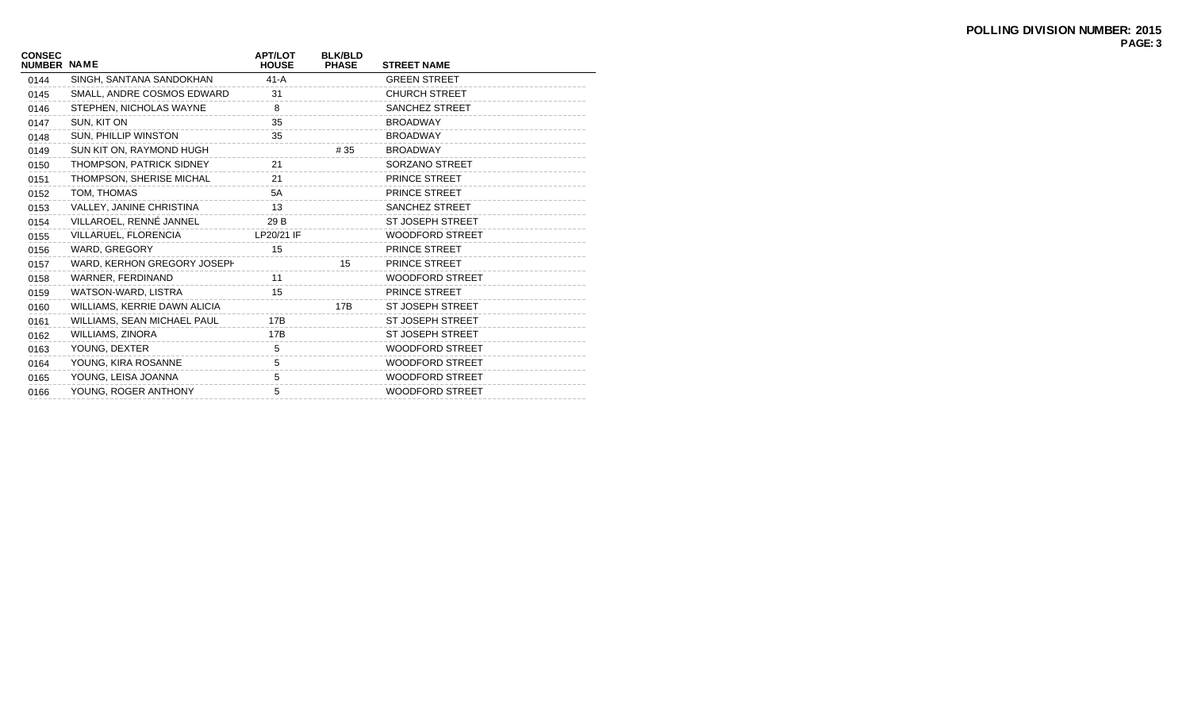**POLLING DIVISION NUMBER: 2015**

| CONSEC NUMBER | NAME | APT/LOT HOUSE | BLK/BLD PHASE | STREET NAME |
|---|---|---|---|---|
| 0144 | SINGH, SANTANA SANDOKHAN | 41-A | | GREEN STREET |
| 0145 | SMALL, ANDRE COSMOS EDWARD | 31 | | CHURCH STREET |
| 0146 | STEPHEN, NICHOLAS WAYNE | 8 | | SANCHEZ STREET |
| 0147 | SUN, KIT ON | 35 | | BROADWAY |
| 0148 | SUN, PHILLIP WINSTON | 35 | | BROADWAY |
| 0149 | SUN KIT ON, RAYMOND HUGH | | # 35 | BROADWAY |
| 0150 | THOMPSON, PATRICK SIDNEY | 21 | | SORZANO STREET |
| 0151 | THOMPSON, SHERISE MICHAL | 21 | | PRINCE STREET |
| 0152 | TOM, THOMAS | 5A | | PRINCE STREET |
| 0153 | VALLEY, JANINE CHRISTINA | 13 | | SANCHEZ STREET |
| 0154 | VILLAROEL, RENNÉ JANNEL | 29 B | | ST JOSEPH STREET |
| 0155 | VILLARUEL, FLORENCIA | LP20/21 IF | | WOODFORD STREET |
| 0156 | WARD, GREGORY | 15 | | PRINCE STREET |
| 0157 | WARD, KERHON GREGORY JOSEPH | | 15 | PRINCE STREET |
| 0158 | WARNER, FERDINAND | 11 | | WOODFORD STREET |
| 0159 | WATSON-WARD, LISTRA | 15 | | PRINCE STREET |
| 0160 | WILLIAMS, KERRIE DAWN ALICIA | | 17B | ST JOSEPH STREET |
| 0161 | WILLIAMS, SEAN MICHAEL PAUL | 17B | | ST JOSEPH STREET |
| 0162 | WILLIAMS, ZINORA | 17B | | ST JOSEPH STREET |
| 0163 | YOUNG, DEXTER | 5 | | WOODFORD STREET |
| 0164 | YOUNG, KIRA ROSANNE | 5 | | WOODFORD STREET |
| 0165 | YOUNG, LEISA JOANNA | 5 | | WOODFORD STREET |
| 0166 | YOUNG, ROGER ANTHONY | 5 | | WOODFORD STREET |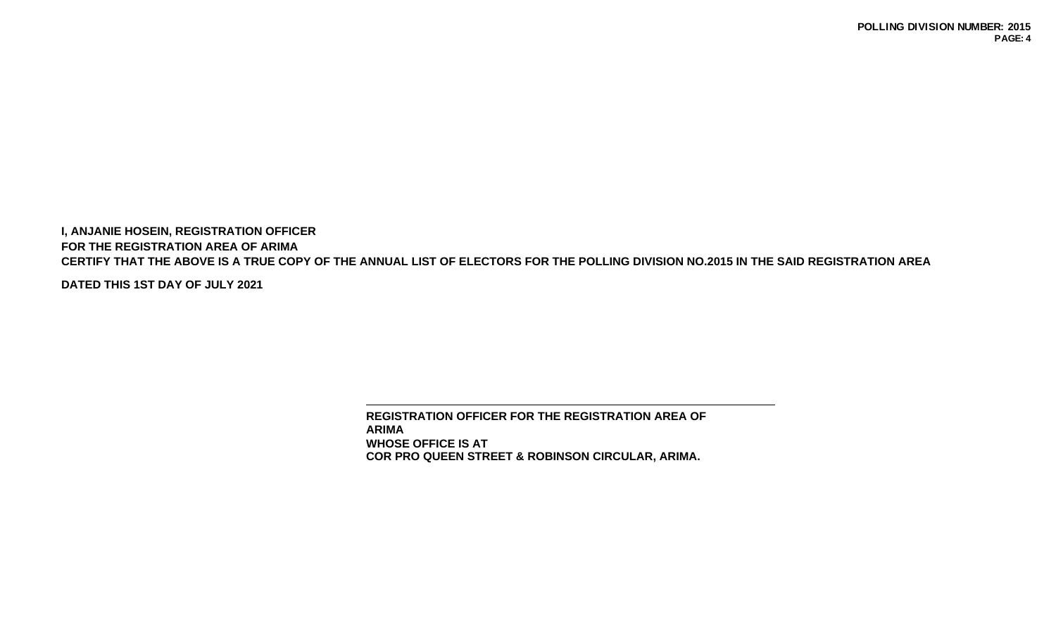**I, ANJANIE HOSEIN, REGISTRATION OFFICER**
**FOR THE REGISTRATION AREA OF ARIMA**
**CERTIFY THAT THE ABOVE IS A TRUE COPY OF THE ANNUAL LIST OF ELECTORS FOR THE POLLING DIVISION NO.2015 IN THE SAID REGISTRATION AREA**

**DATED THIS 1ST DAY OF JULY 2021**

______________________________________________

**REGISTRATION OFFICER FOR THE REGISTRATION AREA OF ARIMA**
**WHOSE OFFICE IS AT**
**COR PRO QUEEN STREET & ROBINSON CIRCULAR, ARIMA.**